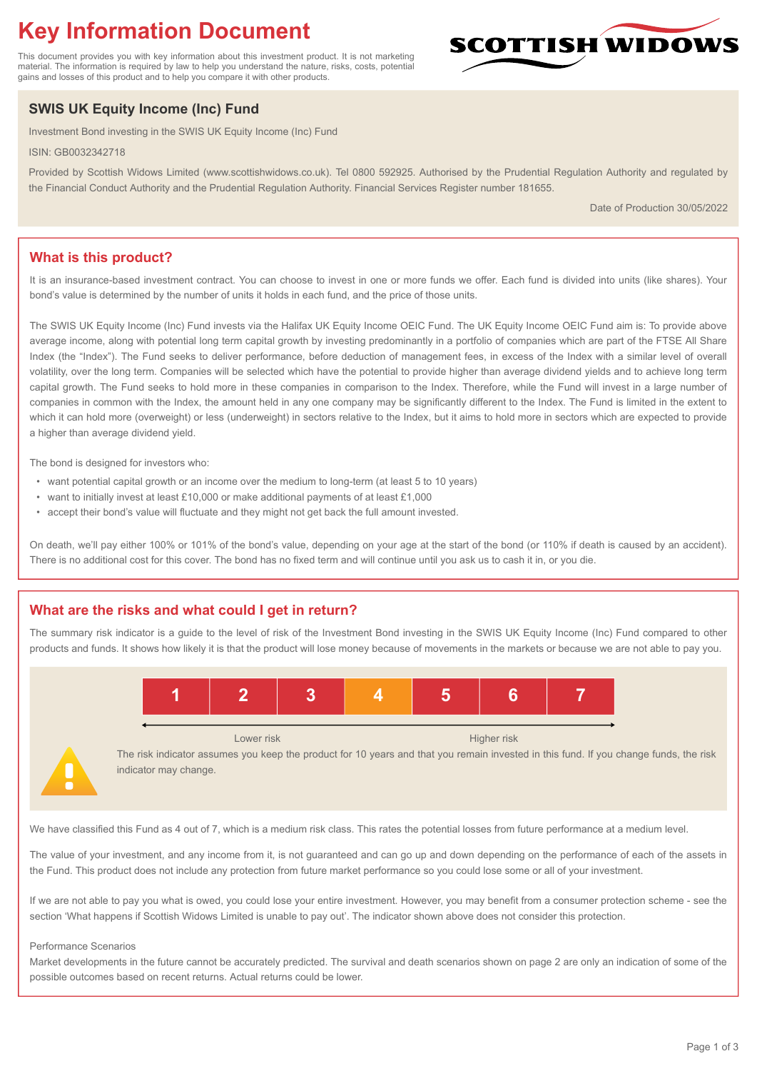# Key Information Document

This document provides you with key information about this investment product. It is not marketing material. The information is required by law to help you understand the nature, risks, costs, potential gains and losses of this product and to help you compare it with other products.

SCOTTISH WIDOWS

## SWIS UK Equity Income (Inc) Fund

Investment Bond investing in the SWIS UK Equity Income (Inc) Fund

ISIN: GB0032342718

Provided by Scottish Widows Limited (www.scottishwidows.co.uk). Tel 0800 592925. Authorised by the Prudential Regulation Authority and regulated by the Financial Conduct Authority and the Prudential Regulation Authority. Financial Services Register number 181655.

Date of Production 30/05/2022

## What is this product?

It is an insurance-based investment contract. You can choose to invest in one or more funds we offer. Each fund is divided into units (like shares). Your bond's value is determined by the number of units it holds in each fund, and the price of those units.

The SWIS UK Equity Income (Inc) Fund invests via the Halifax UK Equity Income OEIC Fund. The UK Equity Income OEIC Fund aim is: To provide above average income, along with potential long term capital growth by investing predominantly in a portfolio of companies which are part of the FTSE All Share Index (the "Index"). The Fund seeks to deliver performance, before deduction of management fees, in excess of the Index with a similar level of overall volatility, over the long term. Companies will be selected which have the potential to provide higher than average dividend yields and to achieve long term capital growth. The Fund seeks to hold more in these companies in comparison to the Index. Therefore, while the Fund will invest in a large number of companies in common with the Index, the amount held in any one company may be significantly different to the Index. The Fund is limited in the extent to which it can hold more (overweight) or less (underweight) in sectors relative to the Index, but it aims to hold more in sectors which are expected to provide a higher than average dividend yield.

The bond is designed for investors who:

- want potential capital growth or an income over the medium to long-term (at least 5 to 10 years)
- want to initially invest at least £10,000 or make additional payments of at least £1,000
- accept their bond's value will fluctuate and they might not get back the full amount invested.

On death, we'll pay either 100% or 101% of the bond's value, depending on your age at the start of the bond (or 110% if death is caused by an accident). There is no additional cost for this cover. The bond has no fixed term and will continue until you ask us to cash it in, or you die.

## What are the risks and what could I get in return?

The summary risk indicator is a guide to the level of risk of the Investment Bond investing in the SWIS UK Equity Income (Inc) Fund compared to other products and funds. It shows how likely it is that the product will lose money because of movements in the markets or because we are not able to pay you.

| 1 | 2 | 3 | **4** | 5 | 6 | 7 |
|---|---|---|---|---|---|---|

Lower risk ← → Higher risk

The risk indicator assumes you keep the product for 10 years and that you remain invested in this fund. If you change funds, the risk indicator may change.

We have classified this Fund as 4 out of 7, which is a medium risk class. This rates the potential losses from future performance at a medium level.

The value of your investment, and any income from it, is not guaranteed and can go up and down depending on the performance of each of the assets in the Fund. This product does not include any protection from future market performance so you could lose some or all of your investment.

If we are not able to pay you what is owed, you could lose your entire investment. However, you may benefit from a consumer protection scheme - see the section 'What happens if Scottish Widows Limited is unable to pay out'. The indicator shown above does not consider this protection.

Performance Scenarios

Market developments in the future cannot be accurately predicted. The survival and death scenarios shown on page 2 are only an indication of some of the possible outcomes based on recent returns. Actual returns could be lower.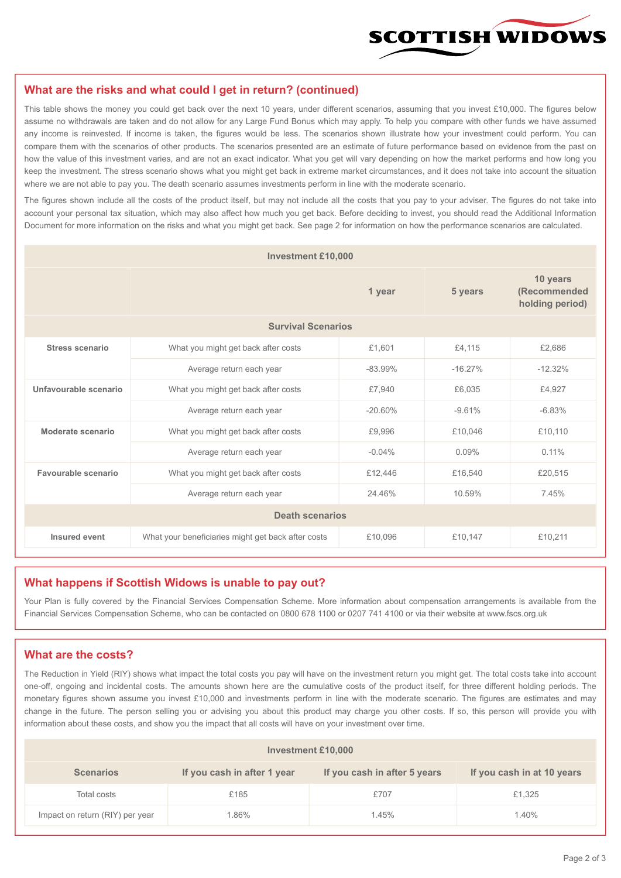## What are the risks and what could I get in return? (continued)

This table shows the money you could get back over the next 10 years, under different scenarios, assuming that you invest £10,000. The figures below assume no withdrawals are taken and do not allow for any Large Fund Bonus which may apply. To help you compare with other funds we have assumed any income is reinvested. If income is taken, the figures would be less. The scenarios shown illustrate how your investment could perform. You can compare them with the scenarios of other products. The scenarios presented are an estimate of future performance based on evidence from the past on how the value of this investment varies, and are not an exact indicator. What you get will vary depending on how the market performs and how long you keep the investment. The stress scenario shows what you might get back in extreme market circumstances, and it does not take into account the situation where we are not able to pay you. The death scenario assumes investments perform in line with the moderate scenario.

The figures shown include all the costs of the product itself, but may not include all the costs that you pay to your adviser. The figures do not take into account your personal tax situation, which may also affect how much you get back. Before deciding to invest, you should read the Additional Information Document for more information on the risks and what you might get back. See page 2 for information on how the performance scenarios are calculated.

| Investment £10,000 | | | | |
|---|---|---|---|---|
| | | 1 year | 5 years | 10 years (Recommended holding period) |
| **Survival Scenarios** | | | | |
| **Stress scenario** | What you might get back after costs | £1,601 | £4,115 | £2,686 |
| | Average return each year | -83.99% | -16.27% | -12.32% |
| **Unfavourable scenario** | What you might get back after costs | £7,940 | £6,035 | £4,927 |
| | Average return each year | -20.60% | -9.61% | -6.83% |
| **Moderate scenario** | What you might get back after costs | £9,996 | £10,046 | £10,110 |
| | Average return each year | -0.04% | 0.09% | 0.11% |
| **Favourable scenario** | What you might get back after costs | £12,446 | £16,540 | £20,515 |
| | Average return each year | 24.46% | 10.59% | 7.45% |
| **Death scenarios** | | | | |
| **Insured event** | What your beneficiaries might get back after costs | £10,096 | £10,147 | £10,211 |

## What happens if Scottish Widows is unable to pay out?

Your Plan is fully covered by the Financial Services Compensation Scheme. More information about compensation arrangements is available from the Financial Services Compensation Scheme, who can be contacted on 0800 678 1100 or 0207 741 4100 or via their website at www.fscs.org.uk

## What are the costs?

The Reduction in Yield (RIY) shows what impact the total costs you pay will have on the investment return you might get. The total costs take into account one-off, ongoing and incidental costs. The amounts shown here are the cumulative costs of the product itself, for three different holding periods. The monetary figures shown assume you invest £10,000 and investments perform in line with the moderate scenario. The figures are estimates and may change in the future. The person selling you or advising you about this product may charge you other costs. If so, this person will provide you with information about these costs, and show you the impact that all costs will have on your investment over time.

| Investment £10,000 | | | |
|---|---|---|---|
| **Scenarios** | **If you cash in after 1 year** | **If you cash in after 5 years** | **If you cash in at 10 years** |
| Total costs | £185 | £707 | £1,325 |
| Impact on return (RIY) per year | 1.86% | 1.45% | 1.40% |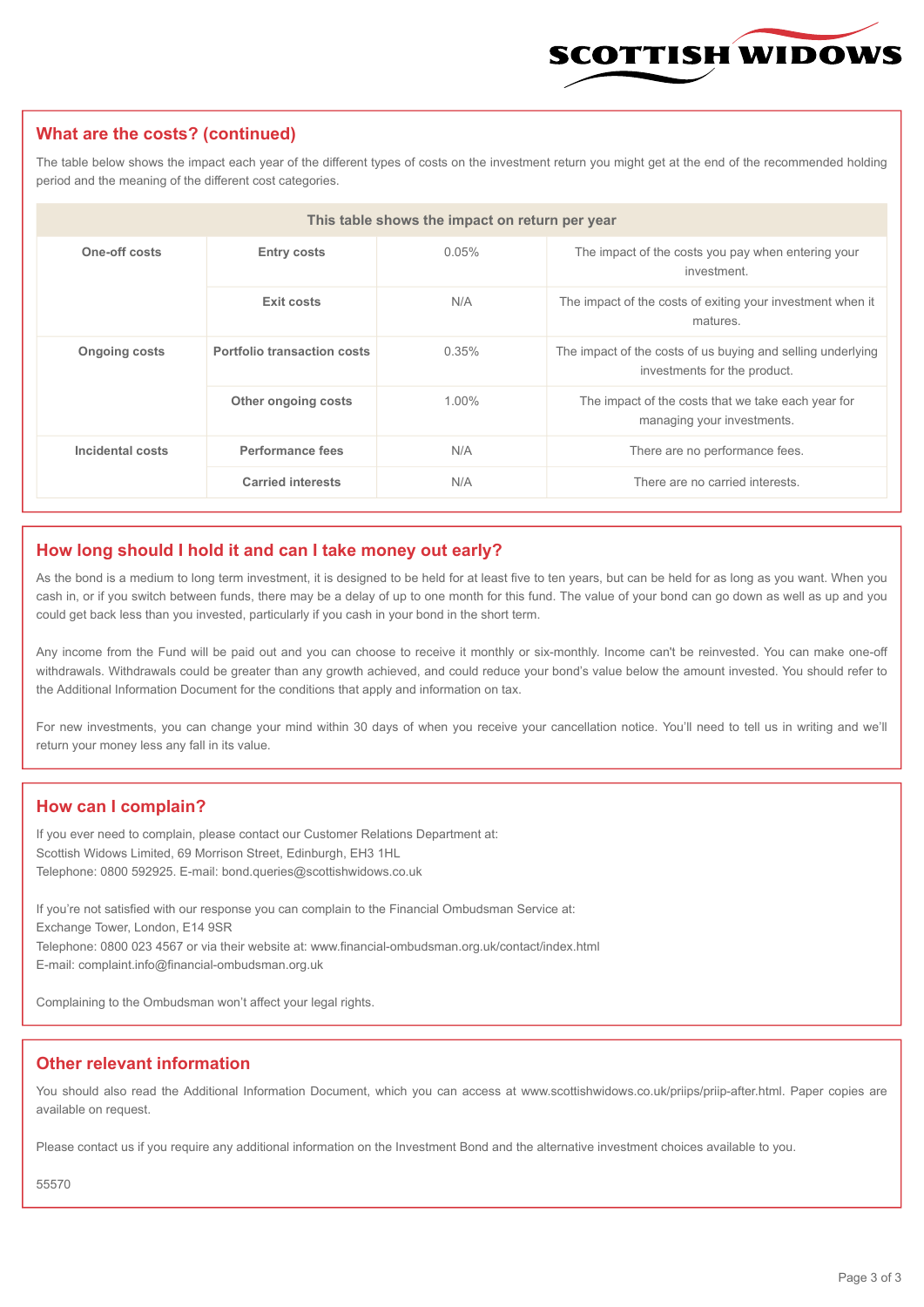## What are the costs? (continued)

The table below shows the impact each year of the different types of costs on the investment return you might get at the end of the recommended holding period and the meaning of the different cost categories.

| This table shows the impact on return per year | | | |
|---|---|---|---|
| **One-off costs** | **Entry costs** | 0.05% | The impact of the costs you pay when entering your investment. |
| | **Exit costs** | N/A | The impact of the costs of exiting your investment when it matures. |
| **Ongoing costs** | **Portfolio transaction costs** | 0.35% | The impact of the costs of us buying and selling underlying investments for the product. |
| | **Other ongoing costs** | 1.00% | The impact of the costs that we take each year for managing your investments. |
| **Incidental costs** | **Performance fees** | N/A | There are no performance fees. |
| | **Carried interests** | N/A | There are no carried interests. |

## How long should I hold it and can I take money out early?

As the bond is a medium to long term investment, it is designed to be held for at least five to ten years, but can be held for as long as you want. When you cash in, or if you switch between funds, there may be a delay of up to one month for this fund. The value of your bond can go down as well as up and you could get back less than you invested, particularly if you cash in your bond in the short term.

Any income from the Fund will be paid out and you can choose to receive it monthly or six-monthly. Income can't be reinvested. You can make one-off withdrawals. Withdrawals could be greater than any growth achieved, and could reduce your bond's value below the amount invested. You should refer to the Additional Information Document for the conditions that apply and information on tax.

For new investments, you can change your mind within 30 days of when you receive your cancellation notice. You'll need to tell us in writing and we'll return your money less any fall in its value.

## How can I complain?

If you ever need to complain, please contact our Customer Relations Department at:
Scottish Widows Limited, 69 Morrison Street, Edinburgh, EH3 1HL
Telephone: 0800 592925. E-mail: bond.queries@scottishwidows.co.uk

If you're not satisfied with our response you can complain to the Financial Ombudsman Service at:
Exchange Tower, London, E14 9SR
Telephone: 0800 023 4567 or via their website at: www.financial-ombudsman.org.uk/contact/index.html
E-mail: complaint.info@financial-ombudsman.org.uk

Complaining to the Ombudsman won't affect your legal rights.

## Other relevant information

You should also read the Additional Information Document, which you can access at www.scottishwidows.co.uk/priips/priip-after.html. Paper copies are available on request.

Please contact us if you require any additional information on the Investment Bond and the alternative investment choices available to you.

55570